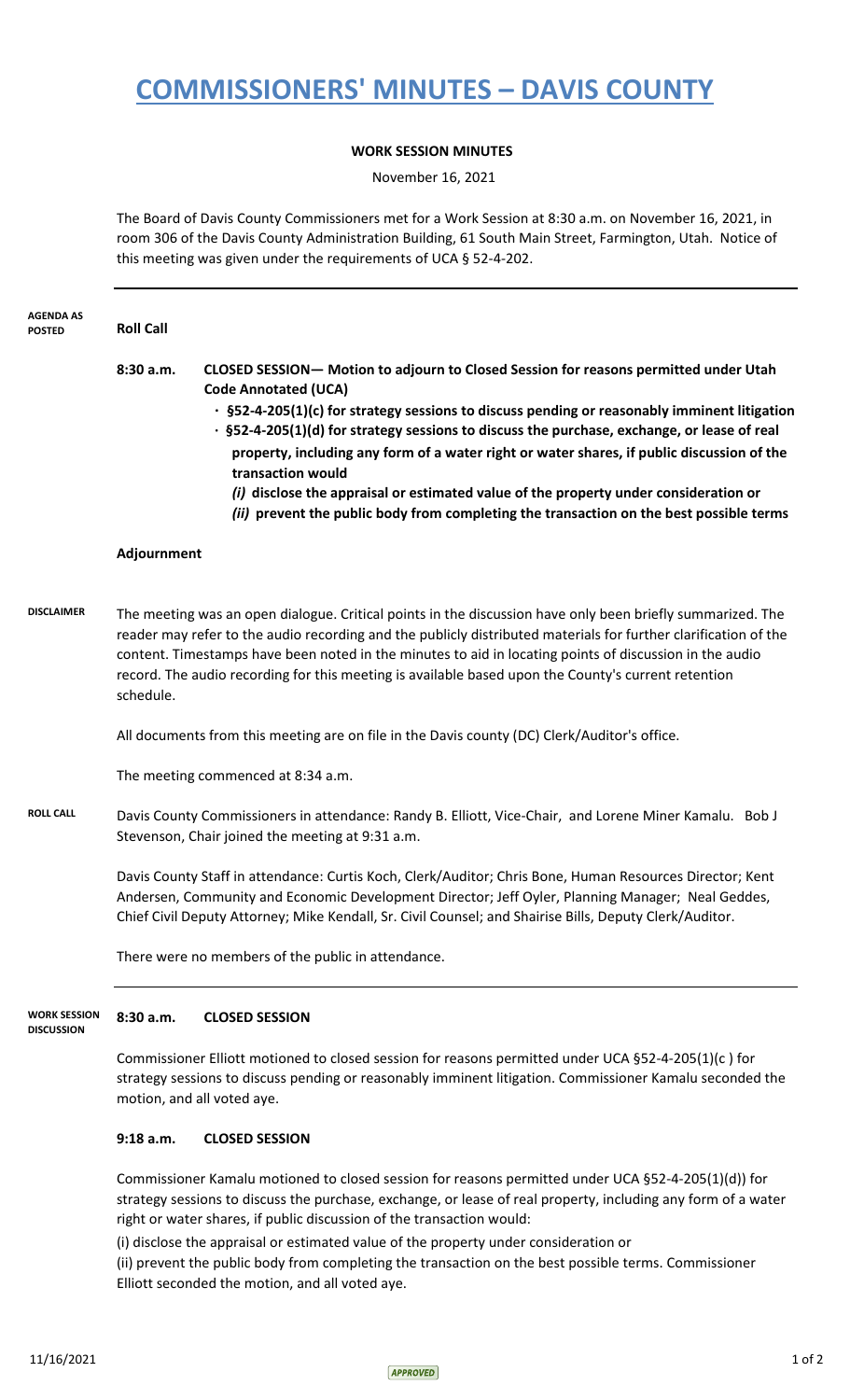# COMMISSIONERS' MINUTES – DAVIS COUNTY

**WORK SESSION MINUTES**

November 16, 2021

The Board of Davis County Commissioners met for a Work Session at 8:30 a.m. on November 16, 2021, in room 306 of the Davis County Administration Building, 61 South Main Street, Farmington, Utah. Notice of this meeting was given under the requirements of UCA § 52-4-202.

---

**AGENDA AS POSTED**

**Roll Call**

**8:30 a.m. CLOSED SESSION— Motion to adjourn to Closed Session for reasons permitted under Utah Code Annotated (UCA)**

- **§52-4-205(1)(c) for strategy sessions to discuss pending or reasonably imminent litigation**
- **§52-4-205(1)(d) for strategy sessions to discuss the purchase, exchange, or lease of real property, including any form of a water right or water shares, if public discussion of the transaction would**
  - ***(i)*** **disclose the appraisal or estimated value of the property under consideration or**
  - ***(ii)*** **prevent the public body from completing the transaction on the best possible terms**

**Adjournment**

**DISCLAIMER**

The meeting was an open dialogue. Critical points in the discussion have only been briefly summarized. The reader may refer to the audio recording and the publicly distributed materials for further clarification of the content. Timestamps have been noted in the minutes to aid in locating points of discussion in the audio record. The audio recording for this meeting is available based upon the County's current retention schedule.

All documents from this meeting are on file in the Davis county (DC) Clerk/Auditor's office.

The meeting commenced at 8:34 a.m.

**ROLL CALL**

Davis County Commissioners in attendance: Randy B. Elliott, Vice-Chair, and Lorene Miner Kamalu. Bob J Stevenson, Chair joined the meeting at 9:31 a.m.

Davis County Staff in attendance: Curtis Koch, Clerk/Auditor; Chris Bone, Human Resources Director; Kent Andersen, Community and Economic Development Director; Jeff Oyler, Planning Manager; Neal Geddes, Chief Civil Deputy Attorney; Mike Kendall, Sr. Civil Counsel; and Shairise Bills, Deputy Clerk/Auditor.

There were no members of the public in attendance.

---

**WORK SESSION DISCUSSION**

**8:30 a.m. CLOSED SESSION**

Commissioner Elliott motioned to closed session for reasons permitted under UCA §52-4-205(1)(c ) for strategy sessions to discuss pending or reasonably imminent litigation. Commissioner Kamalu seconded the motion, and all voted aye.

**9:18 a.m. CLOSED SESSION**

Commissioner Kamalu motioned to closed session for reasons permitted under UCA §52-4-205(1)(d)) for strategy sessions to discuss the purchase, exchange, or lease of real property, including any form of a water right or water shares, if public discussion of the transaction would:

(i) disclose the appraisal or estimated value of the property under consideration or

(ii) prevent the public body from completing the transaction on the best possible terms. Commissioner Elliott seconded the motion, and all voted aye.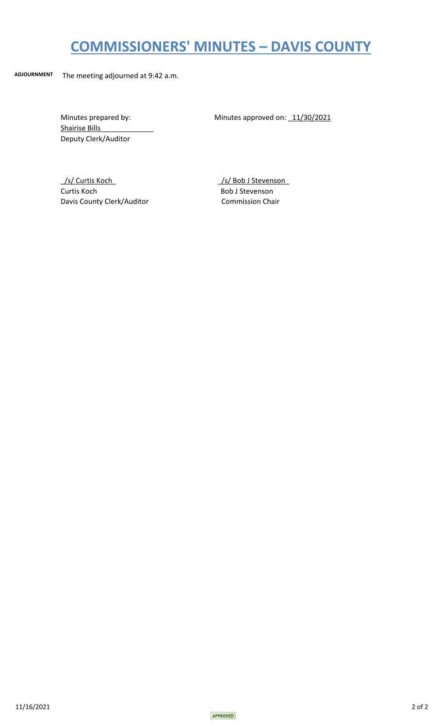# COMMISSIONERS' MINUTES – DAVIS COUNTY

**ADJOURNMENT** The meeting adjourned at 9:42 a.m.

Minutes prepared by:
Shairise Bills
Deputy Clerk/Auditor

Minutes approved on: 11/30/2021

/s/ Curtis Koch
Curtis Koch
Davis County Clerk/Auditor

/s/ Bob J Stevenson
Bob J Stevenson
Commission Chair

11/16/2021

APPROVED